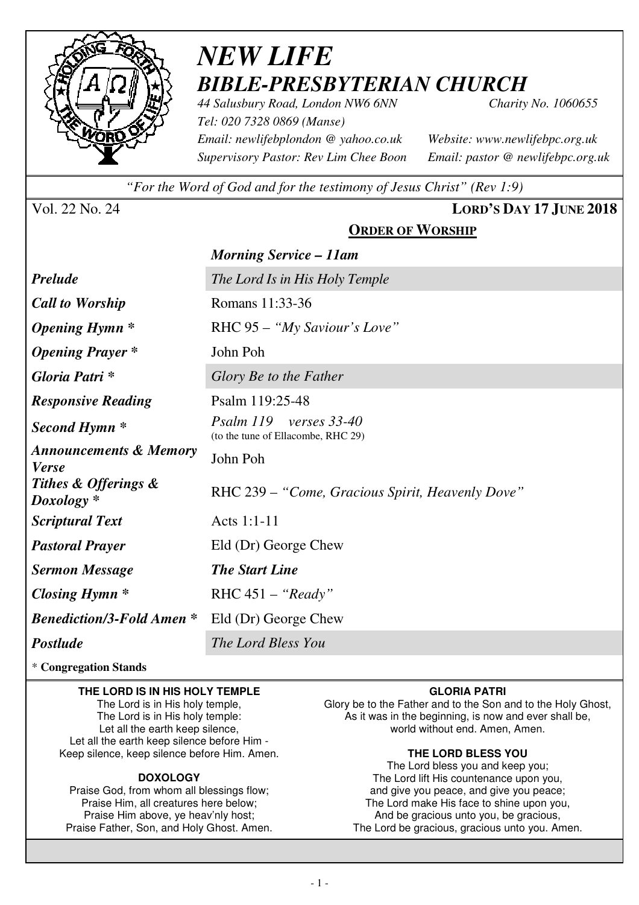# *NEW LIFE BIBLE-PRESBYTERIAN CHURCH*

*44 Salusbury Road, London NW6 6NN* *Charity No. 1060655*
*Tel: 020 7328 0869 (Manse)*
*Email: newlifebplondon @ yahoo.co.uk* *Website: www.newlifebpc.org.uk*
*Supervisory Pastor: Rev Lim Chee Boon* *Email: pastor @ newlifebpc.org.uk*

*"For the Word of God and for the testimony of Jesus Christ" (Rev 1:9)*

Vol. 22 No. 24 **LORD'S DAY 17 JUNE 2018**

## ORDER OF WORSHIP

| | *Morning Service – 11am* |
|---|---|
| ***Prelude*** | *The Lord Is in His Holy Temple* |
| ***Call to Worship*** | Romans 11:33-36 |
| ***Opening Hymn **** | RHC 95 – *"My Saviour's Love"* |
| ***Opening Prayer **** | John Poh |
| ***Gloria Patri **** | *Glory Be to the Father* |
| ***Responsive Reading*** | Psalm 119:25-48 |
| ***Second Hymn **** | *Psalm 119 verses 33-40* (to the tune of Ellacombe, RHC 29) |
| ***Announcements & Memory Verse*** | John Poh |
| ***Tithes & Offerings & Doxology **** | RHC 239 – *"Come, Gracious Spirit, Heavenly Dove"* |
| ***Scriptural Text*** | Acts 1:1-11 |
| ***Pastoral Prayer*** | Eld (Dr) George Chew |
| ***Sermon Message*** | ***The Start Line*** |
| ***Closing Hymn **** | RHC 451 – *"Ready"* |
| ***Benediction/3-Fold Amen **** | Eld (Dr) George Chew |
| ***Postlude*** | *The Lord Bless You* |

\* **Congregation Stands**

**THE LORD IS IN HIS HOLY TEMPLE**

The Lord is in His holy temple,
The Lord is in His holy temple:
Let all the earth keep silence,
Let all the earth keep silence before Him -
Keep silence, keep silence before Him. Amen.

**DOXOLOGY**

Praise God, from whom all blessings flow;
Praise Him, all creatures here below;
Praise Him above, ye heav'nly host;
Praise Father, Son, and Holy Ghost. Amen.

**GLORIA PATRI**

Glory be to the Father and to the Son and to the Holy Ghost,
As it was in the beginning, is now and ever shall be,
world without end. Amen, Amen.

**THE LORD BLESS YOU**

The Lord bless you and keep you;
The Lord lift His countenance upon you,
and give you peace, and give you peace;
The Lord make His face to shine upon you,
And be gracious unto you, be gracious,
The Lord be gracious, gracious unto you. Amen.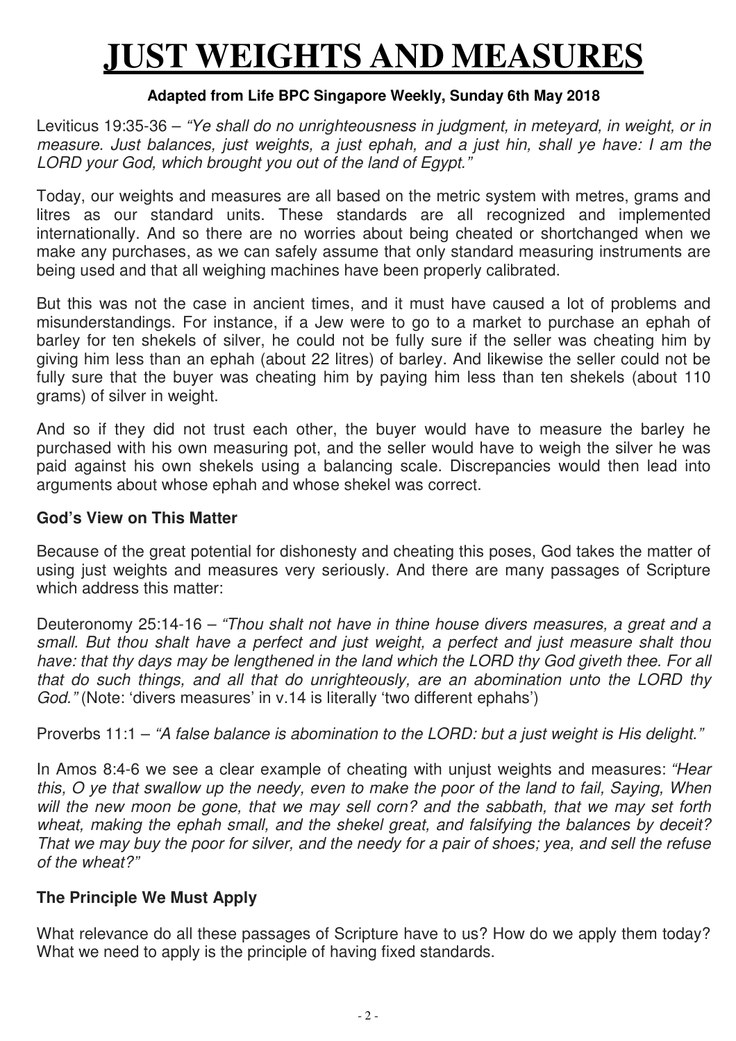# JUST WEIGHTS AND MEASURES

**Adapted from Life BPC Singapore Weekly, Sunday 6th May 2018**

Leviticus 19:35-36 – *"Ye shall do no unrighteousness in judgment, in meteyard, in weight, or in measure. Just balances, just weights, a just ephah, and a just hin, shall ye have: I am the LORD your God, which brought you out of the land of Egypt."*

Today, our weights and measures are all based on the metric system with metres, grams and litres as our standard units. These standards are all recognized and implemented internationally. And so there are no worries about being cheated or shortchanged when we make any purchases, as we can safely assume that only standard measuring instruments are being used and that all weighing machines have been properly calibrated.

But this was not the case in ancient times, and it must have caused a lot of problems and misunderstandings. For instance, if a Jew were to go to a market to purchase an ephah of barley for ten shekels of silver, he could not be fully sure if the seller was cheating him by giving him less than an ephah (about 22 litres) of barley. And likewise the seller could not be fully sure that the buyer was cheating him by paying him less than ten shekels (about 110 grams) of silver in weight.

And so if they did not trust each other, the buyer would have to measure the barley he purchased with his own measuring pot, and the seller would have to weigh the silver he was paid against his own shekels using a balancing scale. Discrepancies would then lead into arguments about whose ephah and whose shekel was correct.

## God's View on This Matter

Because of the great potential for dishonesty and cheating this poses, God takes the matter of using just weights and measures very seriously. And there are many passages of Scripture which address this matter:

Deuteronomy 25:14-16 – *"Thou shalt not have in thine house divers measures, a great and a small. But thou shalt have a perfect and just weight, a perfect and just measure shalt thou have: that thy days may be lengthened in the land which the LORD thy God giveth thee. For all that do such things, and all that do unrighteously, are an abomination unto the LORD thy God."* (Note: 'divers measures' in v.14 is literally 'two different ephahs')

Proverbs 11:1 – *"A false balance is abomination to the LORD: but a just weight is His delight."*

In Amos 8:4-6 we see a clear example of cheating with unjust weights and measures: *"Hear this, O ye that swallow up the needy, even to make the poor of the land to fail, Saying, When will the new moon be gone, that we may sell corn? and the sabbath, that we may set forth wheat, making the ephah small, and the shekel great, and falsifying the balances by deceit? That we may buy the poor for silver, and the needy for a pair of shoes; yea, and sell the refuse of the wheat?"*

## The Principle We Must Apply

What relevance do all these passages of Scripture have to us? How do we apply them today? What we need to apply is the principle of having fixed standards.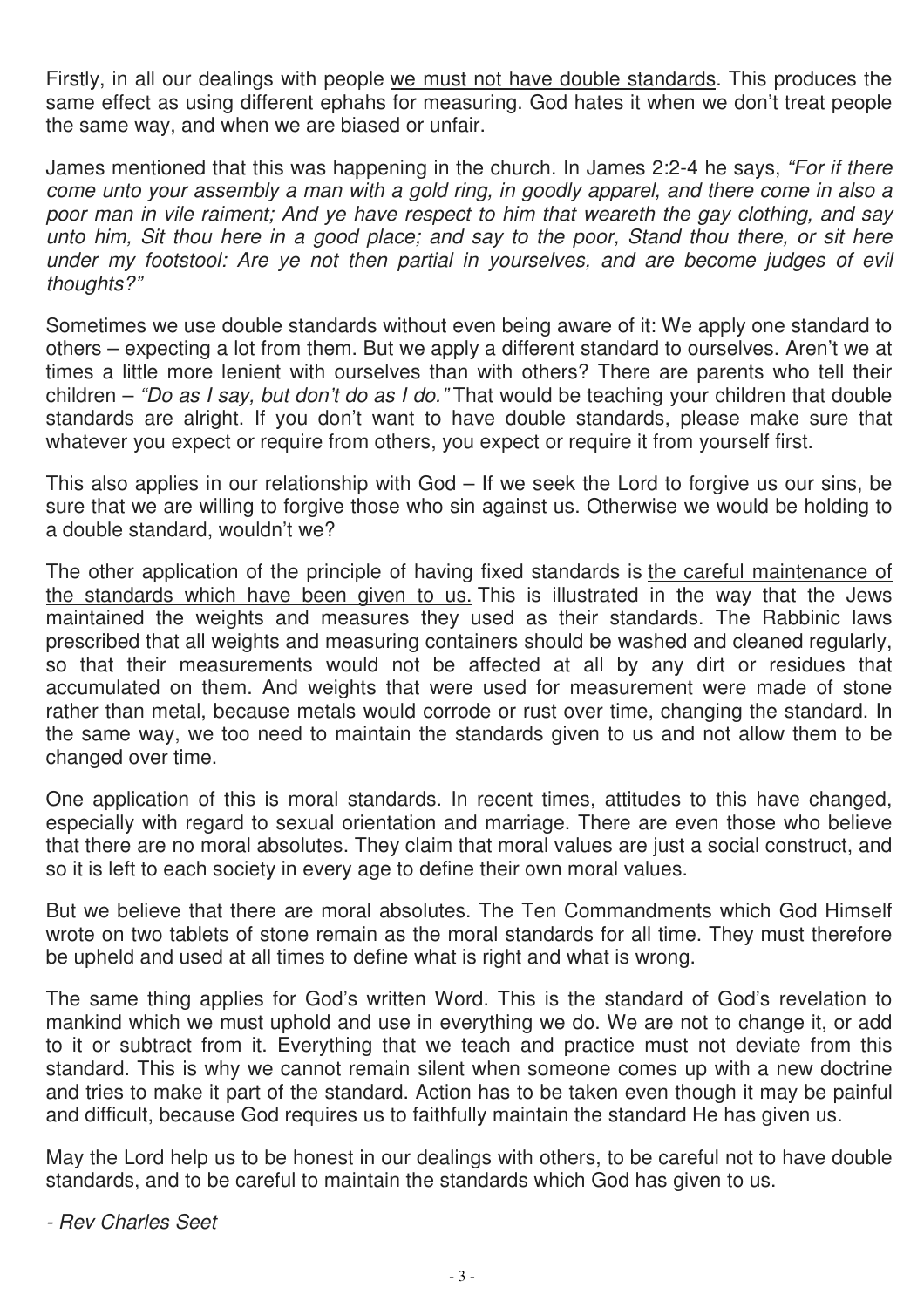Firstly, in all our dealings with people <u>we must not have double standards</u>. This produces the same effect as using different ephahs for measuring. God hates it when we don't treat people the same way, and when we are biased or unfair.

James mentioned that this was happening in the church. In James 2:2-4 he says, *"For if there come unto your assembly a man with a gold ring, in goodly apparel, and there come in also a poor man in vile raiment; And ye have respect to him that weareth the gay clothing, and say unto him, Sit thou here in a good place; and say to the poor, Stand thou there, or sit here under my footstool: Are ye not then partial in yourselves, and are become judges of evil thoughts?"*

Sometimes we use double standards without even being aware of it: We apply one standard to others – expecting a lot from them. But we apply a different standard to ourselves. Aren't we at times a little more lenient with ourselves than with others? There are parents who tell their children – *"Do as I say, but don't do as I do."* That would be teaching your children that double standards are alright. If you don't want to have double standards, please make sure that whatever you expect or require from others, you expect or require it from yourself first.

This also applies in our relationship with God – If we seek the Lord to forgive us our sins, be sure that we are willing to forgive those who sin against us. Otherwise we would be holding to a double standard, wouldn't we?

The other application of the principle of having fixed standards is <u>the careful maintenance of the standards which have been given to us.</u> This is illustrated in the way that the Jews maintained the weights and measures they used as their standards. The Rabbinic laws prescribed that all weights and measuring containers should be washed and cleaned regularly, so that their measurements would not be affected at all by any dirt or residues that accumulated on them. And weights that were used for measurement were made of stone rather than metal, because metals would corrode or rust over time, changing the standard. In the same way, we too need to maintain the standards given to us and not allow them to be changed over time.

One application of this is moral standards. In recent times, attitudes to this have changed, especially with regard to sexual orientation and marriage. There are even those who believe that there are no moral absolutes. They claim that moral values are just a social construct, and so it is left to each society in every age to define their own moral values.

But we believe that there are moral absolutes. The Ten Commandments which God Himself wrote on two tablets of stone remain as the moral standards for all time. They must therefore be upheld and used at all times to define what is right and what is wrong.

The same thing applies for God's written Word. This is the standard of God's revelation to mankind which we must uphold and use in everything we do. We are not to change it, or add to it or subtract from it. Everything that we teach and practice must not deviate from this standard. This is why we cannot remain silent when someone comes up with a new doctrine and tries to make it part of the standard. Action has to be taken even though it may be painful and difficult, because God requires us to faithfully maintain the standard He has given us.

May the Lord help us to be honest in our dealings with others, to be careful not to have double standards, and to be careful to maintain the standards which God has given to us.

*- Rev Charles Seet*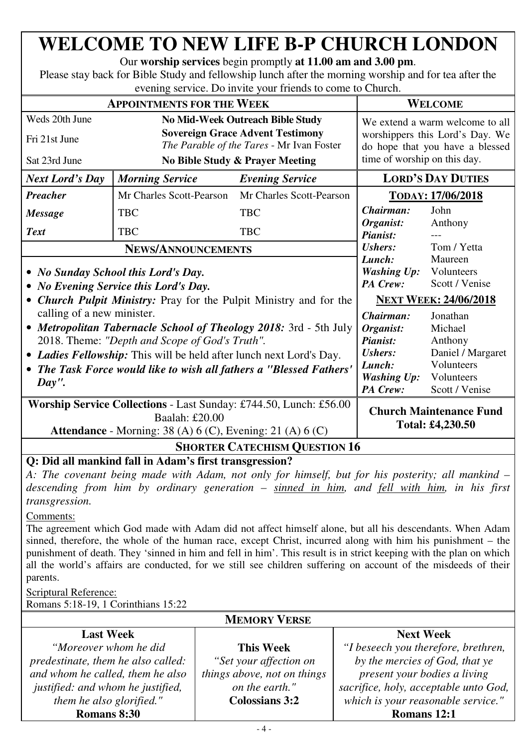# WELCOME TO NEW LIFE B-P CHURCH LONDON

Our **worship services** begin promptly **at 11.00 am and 3.00 pm**.
Please stay back for Bible Study and fellowship lunch after the morning worship and for tea after the evening service. Do invite your friends to come to Church.

## APPOINTMENTS FOR THE WEEK

| | |
|---|---|
| Weds 20th June | **No Mid-Week Outreach Bible Study** |
| Fri 21st June | **Sovereign Grace Advent Testimony** *The Parable of the Tares* - Mr Ivan Foster |
| Sat 23rd June | **No Bible Study & Prayer Meeting** |

| ***Next Lord's Day*** | ***Morning Service*** | ***Evening Service*** |
|---|---|---|
| ***Preacher*** | Mr Charles Scott-Pearson | Mr Charles Scott-Pearson |
| ***Message*** | TBC | TBC |
| ***Text*** | TBC | TBC |

## WELCOME

We extend a warm welcome to all worshippers this Lord's Day. We do hope that you have a blessed time of worship on this day.

## LORD'S DAY DUTIES

**TODAY: 17/06/2018**

| | |
|---|---|
| ***Chairman:*** | John |
| ***Organist:*** | Anthony |
| ***Pianist:*** | --- |
| ***Ushers:*** | Tom / Yetta |
| ***Lunch:*** | Maureen |
| ***Washing Up:*** | Volunteers |
| ***PA Crew:*** | Scott / Venise |

**NEXT WEEK: 24/06/2018**

| | |
|---|---|
| ***Chairman:*** | Jonathan |
| ***Organist:*** | Michael |
| ***Pianist:*** | Anthony |
| ***Ushers:*** | Daniel / Margaret |
| ***Lunch:*** | Volunteers |
| ***Washing Up:*** | Volunteers |
| ***PA Crew:*** | Scott / Venise |

## NEWS/ANNOUNCEMENTS

- ***No Sunday School this Lord's Day.***
- ***No Evening Service this Lord's Day.***
- ***Church Pulpit Ministry:*** Pray for the Pulpit Ministry and for the calling of a new minister.
- ***Metropolitan Tabernacle School of Theology 2018:*** 3rd - 5th July 2018. Theme: *"Depth and Scope of God's Truth".*
- ***Ladies Fellowship:*** This will be held after lunch next Lord's Day.
- ***The Task Force would like to wish all fathers a "Blessed Fathers' Day".***

**Worship Service Collections** - Last Sunday: £744.50, Lunch: £56.00
Baalah: £20.00
**Attendance** - Morning: 38 (A) 6 (C), Evening: 21 (A) 6 (C)

**Church Maintenance Fund Total: £4,230.50**

## SHORTER CATECHISM QUESTION 16

**Q: Did all mankind fall in Adam's first transgression?**

*A: The covenant being made with Adam, not only for himself, but for his posterity; all mankind – descending from him by ordinary generation – sinned in him, and fell with him, in his first transgression.*

Comments:

The agreement which God made with Adam did not affect himself alone, but all his descendants. When Adam sinned, therefore, the whole of the human race, except Christ, incurred along with him his punishment – the punishment of death. They 'sinned in him and fell in him'. This result is in strict keeping with the plan on which all the world's affairs are conducted, for we still see children suffering on account of the misdeeds of their parents.

Scriptural Reference:
Romans 5:18-19, 1 Corinthians 15:22

## MEMORY VERSE

| Last Week | This Week | Next Week |
|---|---|---|
| *"Moreover whom he did predestinate, them he also called: and whom he called, them he also justified: and whom he justified, them he also glorified."* **Romans 8:30** | *"Set your affection on things above, not on things on the earth."* **Colossians 3:2** | *"I beseech you therefore, brethren, by the mercies of God, that ye present your bodies a living sacrifice, holy, acceptable unto God, which is your reasonable service."* **Romans 12:1** |